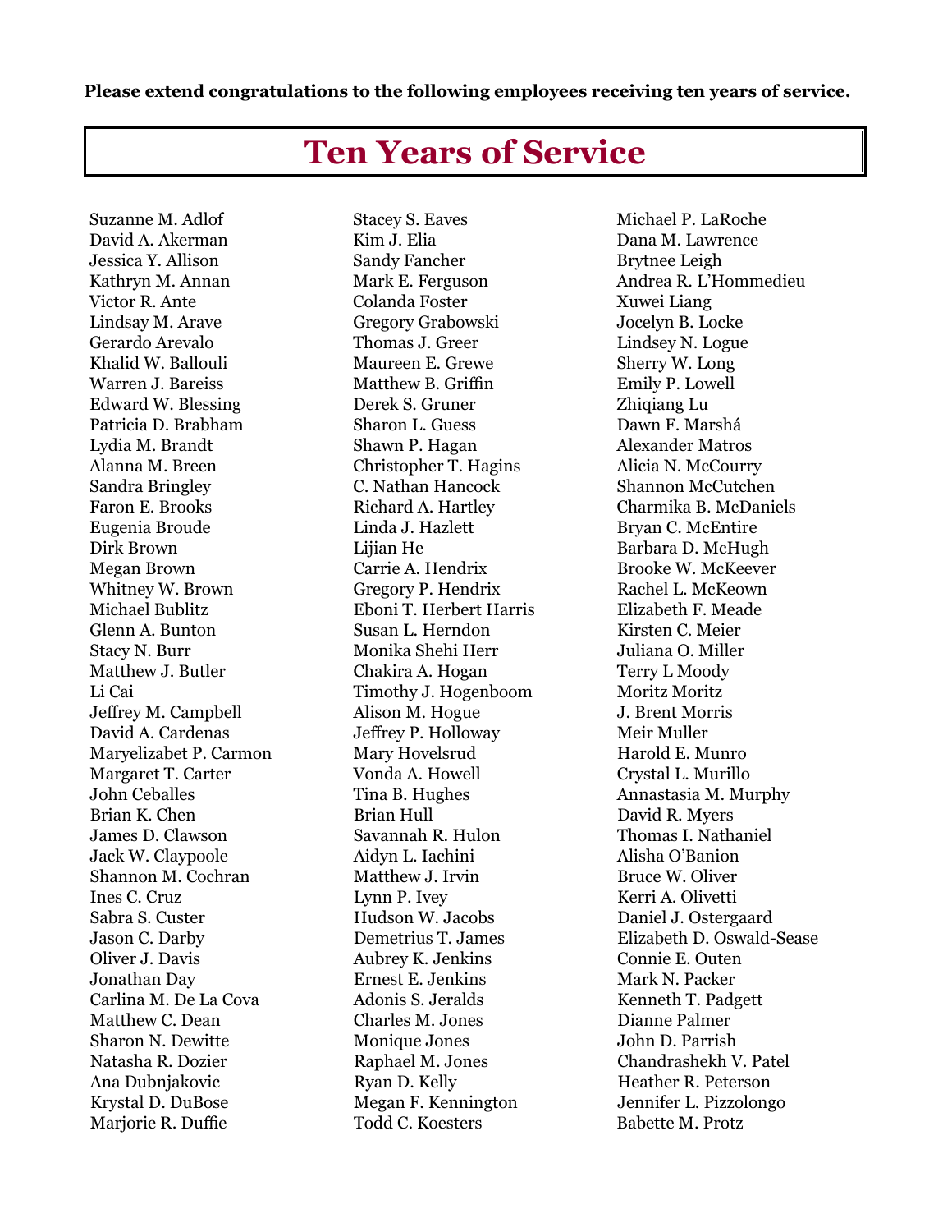**Please extend congratulations to the following employees receiving ten years of service.**

# Ten Years of Service

Suzanne M. Adlof
David A. Akerman
Jessica Y. Allison
Kathryn M. Annan
Victor R. Ante
Lindsay M. Arave
Gerardo Arevalo
Khalid W. Ballouli
Warren J. Bareiss
Edward W. Blessing
Patricia D. Brabham
Lydia M. Brandt
Alanna M. Breen
Sandra Bringley
Faron E. Brooks
Eugenia Broude
Dirk Brown
Megan Brown
Whitney W. Brown
Michael Bublitz
Glenn A. Bunton
Stacy N. Burr
Matthew J. Butler
Li Cai
Jeffrey M. Campbell
David A. Cardenas
Maryelizabet P. Carmon
Margaret T. Carter
John Ceballes
Brian K. Chen
James D. Clawson
Jack W. Claypoole
Shannon M. Cochran
Ines C. Cruz
Sabra S. Custer
Jason C. Darby
Oliver J. Davis
Jonathan Day
Carlina M. De La Cova
Matthew C. Dean
Sharon N. Dewitte
Natasha R. Dozier
Ana Dubnjakovic
Krystal D. DuBose
Marjorie R. Duffie
Stacey S. Eaves
Kim J. Elia
Sandy Fancher
Mark E. Ferguson
Colanda Foster
Gregory Grabowski
Thomas J. Greer
Maureen E. Grewe
Matthew B. Griffin
Derek S. Gruner
Sharon L. Guess
Shawn P. Hagan
Christopher T. Hagins
C. Nathan Hancock
Richard A. Hartley
Linda J. Hazlett
Lijian He
Carrie A. Hendrix
Gregory P. Hendrix
Eboni T. Herbert Harris
Susan L. Herndon
Monika Shehi Herr
Chakira A. Hogan
Timothy J. Hogenboom
Alison M. Hogue
Jeffrey P. Holloway
Mary Hovelsrud
Vonda A. Howell
Tina B. Hughes
Brian Hull
Savannah R. Hulon
Aidyn L. Iachini
Matthew J. Irvin
Lynn P. Ivey
Hudson W. Jacobs
Demetrius T. James
Aubrey K. Jenkins
Ernest E. Jenkins
Adonis S. Jeralds
Charles M. Jones
Monique Jones
Raphael M. Jones
Ryan D. Kelly
Megan F. Kennington
Todd C. Koesters
Michael P. LaRoche
Dana M. Lawrence
Brytnee Leigh
Andrea R. L'Hommedieu
Xuwei Liang
Jocelyn B. Locke
Lindsey N. Logue
Sherry W. Long
Emily P. Lowell
Zhiqiang Lu
Dawn F. Marshá
Alexander Matros
Alicia N. McCourry
Shannon McCutchen
Charmika B. McDaniels
Bryan C. McEntire
Barbara D. McHugh
Brooke W. McKeever
Rachel L. McKeown
Elizabeth F. Meade
Kirsten C. Meier
Juliana O. Miller
Terry L Moody
Moritz Moritz
J. Brent Morris
Meir Muller
Harold E. Munro
Crystal L. Murillo
Annastasia M. Murphy
David R. Myers
Thomas I. Nathaniel
Alisha O'Banion
Bruce W. Oliver
Kerri A. Olivetti
Daniel J. Ostergaard
Elizabeth D. Oswald-Sease
Connie E. Outen
Mark N. Packer
Kenneth T. Padgett
Dianne Palmer
John D. Parrish
Chandrashekh V. Patel
Heather R. Peterson
Jennifer L. Pizzolongo
Babette M. Protz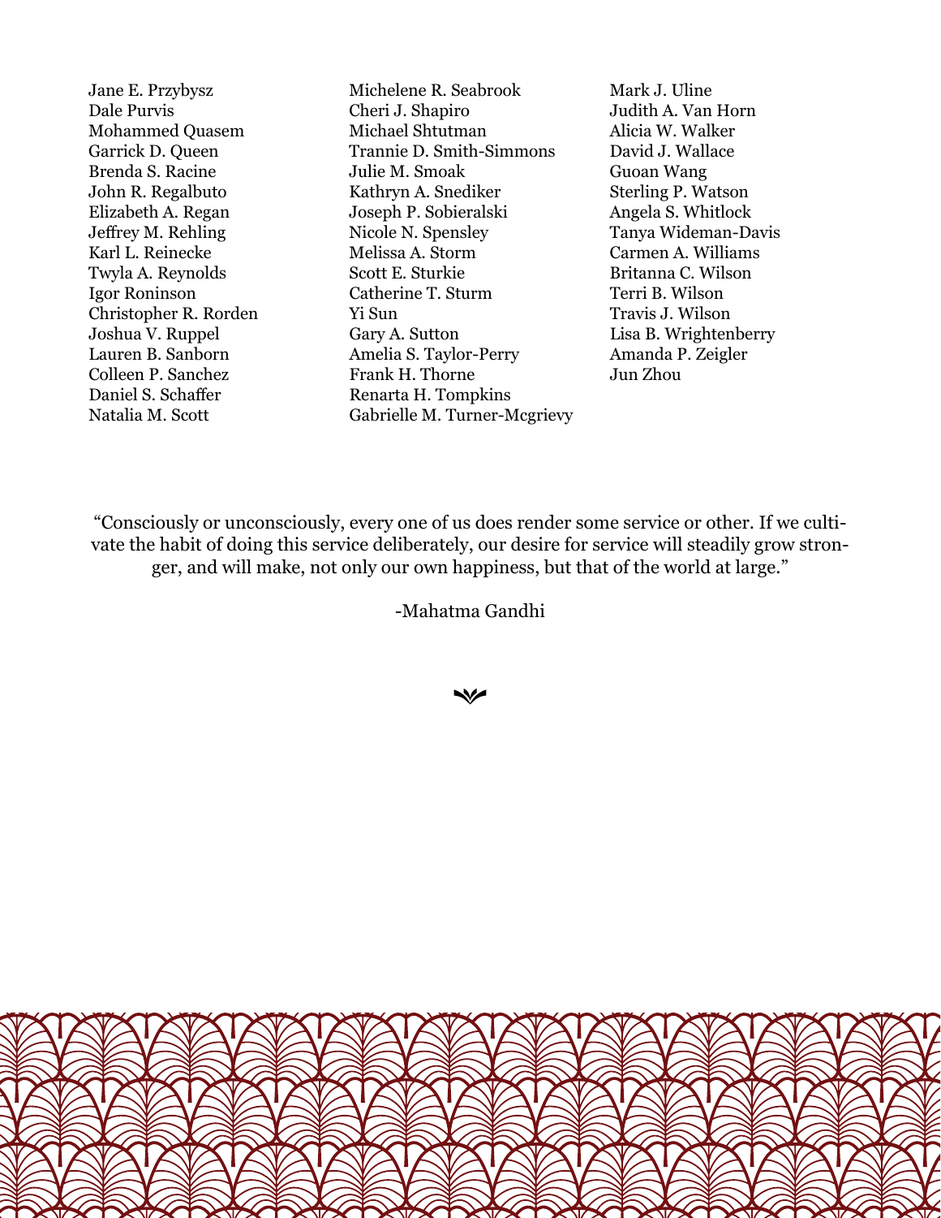Jane E. Przybysz
Dale Purvis
Mohammed Quasem
Garrick D. Queen
Brenda S. Racine
John R. Regalbuto
Elizabeth A. Regan
Jeffrey M. Rehling
Karl L. Reinecke
Twyla A. Reynolds
Igor Roninson
Christopher R. Rorden
Joshua V. Ruppel
Lauren B. Sanborn
Colleen P. Sanchez
Daniel S. Schaffer
Natalia M. Scott
Michelene R. Seabrook
Cheri J. Shapiro
Michael Shtutman
Trannie D. Smith-Simmons
Julie M. Smoak
Kathryn A. Snediker
Joseph P. Sobieralski
Nicole N. Spensley
Melissa A. Storm
Scott E. Sturkie
Catherine T. Sturm
Yi Sun
Gary A. Sutton
Amelia S. Taylor-Perry
Frank H. Thorne
Renarta H. Tompkins
Gabrielle M. Turner-Mcgrievy
Mark J. Uline
Judith A. Van Horn
Alicia W. Walker
David J. Wallace
Guoan Wang
Sterling P. Watson
Angela S. Whitlock
Tanya Wideman-Davis
Carmen A. Williams
Britanna C. Wilson
Terri B. Wilson
Travis J. Wilson
Lisa B. Wrightenberry
Amanda P. Zeigler
Jun Zhou

"Consciously or unconsciously, every one of us does render some service or other. If we cultivate the habit of doing this service deliberately, our desire for service will steadily grow stronger, and will make, not only our own happiness, but that of the world at large."

-Mahatma Gandhi